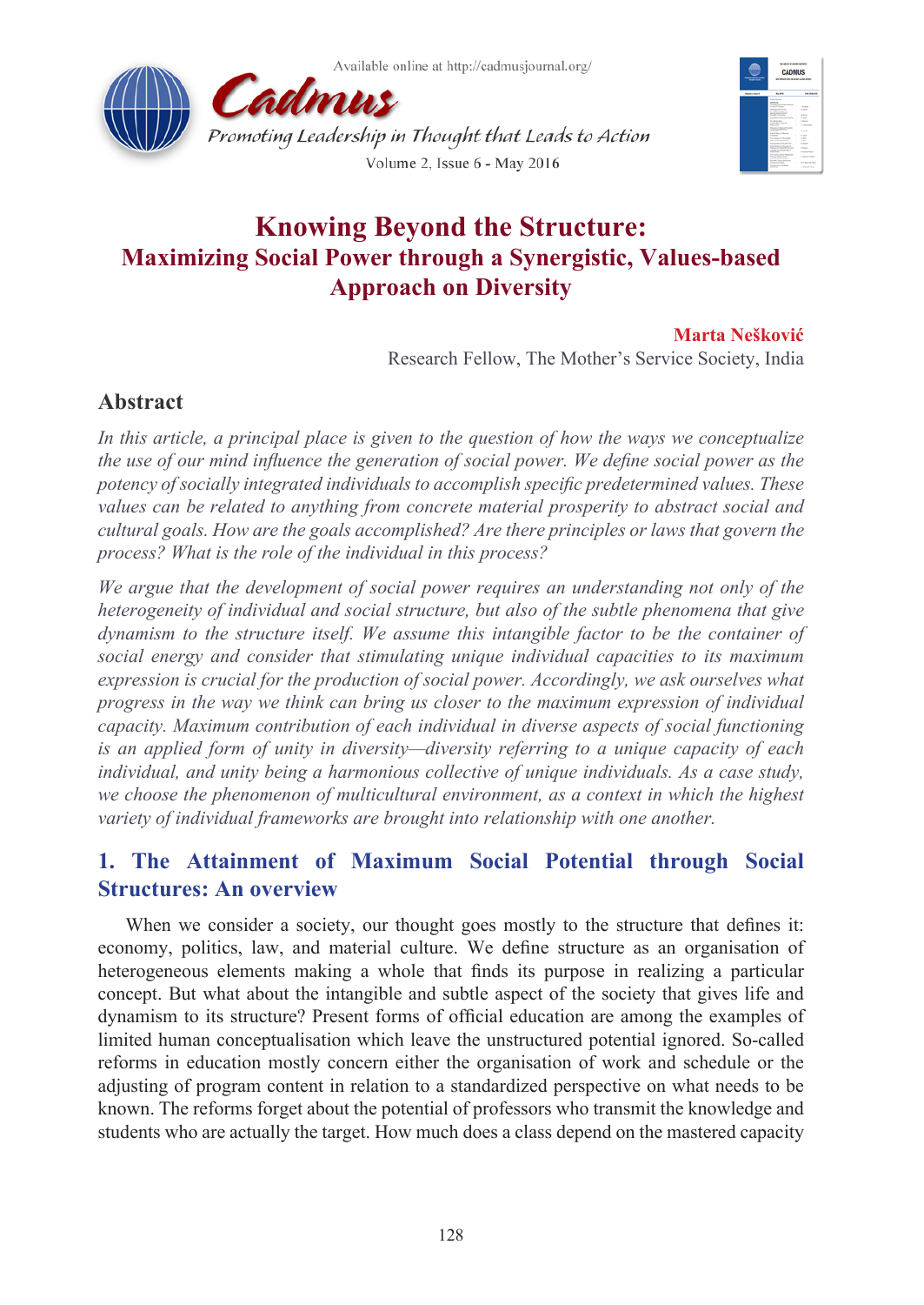# Knowing Beyond the Structure:
## Maximizing Social Power through a Synergistic, Values-based Approach on Diversity

**Marta Nešković**
Research Fellow, The Mother's Service Society, India

## Abstract

*In this article, a principal place is given to the question of how the ways we conceptualize the use of our mind influence the generation of social power. We define social power as the potency of socially integrated individuals to accomplish specific predetermined values. These values can be related to anything from concrete material prosperity to abstract social and cultural goals. How are the goals accomplished? Are there principles or laws that govern the process? What is the role of the individual in this process?*

*We argue that the development of social power requires an understanding not only of the heterogeneity of individual and social structure, but also of the subtle phenomena that give dynamism to the structure itself. We assume this intangible factor to be the container of social energy and consider that stimulating unique individual capacities to its maximum expression is crucial for the production of social power. Accordingly, we ask ourselves what progress in the way we think can bring us closer to the maximum expression of individual capacity. Maximum contribution of each individual in diverse aspects of social functioning is an applied form of unity in diversity—diversity referring to a unique capacity of each individual, and unity being a harmonious collective of unique individuals. As a case study, we choose the phenomenon of multicultural environment, as a context in which the highest variety of individual frameworks are brought into relationship with one another.*

## 1. The Attainment of Maximum Social Potential through Social Structures: An overview

When we consider a society, our thought goes mostly to the structure that defines it: economy, politics, law, and material culture. We define structure as an organisation of heterogeneous elements making a whole that finds its purpose in realizing a particular concept. But what about the intangible and subtle aspect of the society that gives life and dynamism to its structure? Present forms of official education are among the examples of limited human conceptualisation which leave the unstructured potential ignored. So-called reforms in education mostly concern either the organisation of work and schedule or the adjusting of program content in relation to a standardized perspective on what needs to be known. The reforms forget about the potential of professors who transmit the knowledge and students who are actually the target. How much does a class depend on the mastered capacity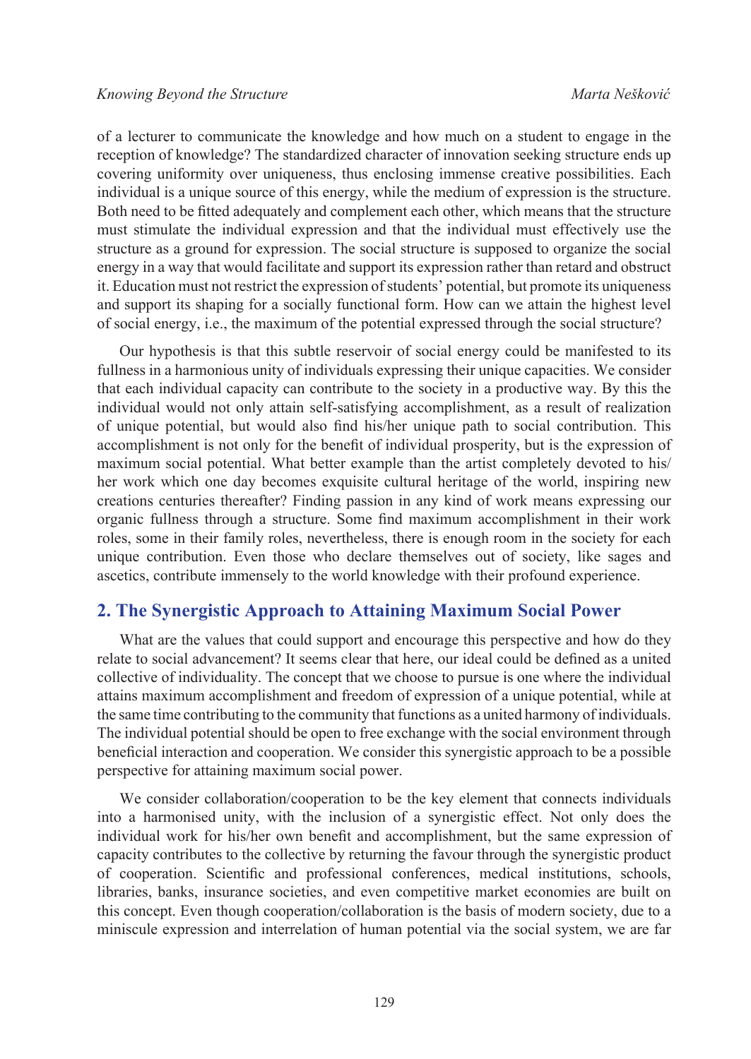of a lecturer to communicate the knowledge and how much on a student to engage in the reception of knowledge? The standardized character of innovation seeking structure ends up covering uniformity over uniqueness, thus enclosing immense creative possibilities. Each individual is a unique source of this energy, while the medium of expression is the structure. Both need to be fitted adequately and complement each other, which means that the structure must stimulate the individual expression and that the individual must effectively use the structure as a ground for expression. The social structure is supposed to organize the social energy in a way that would facilitate and support its expression rather than retard and obstruct it. Education must not restrict the expression of students' potential, but promote its uniqueness and support its shaping for a socially functional form. How can we attain the highest level of social energy, i.e., the maximum of the potential expressed through the social structure?

Our hypothesis is that this subtle reservoir of social energy could be manifested to its fullness in a harmonious unity of individuals expressing their unique capacities. We consider that each individual capacity can contribute to the society in a productive way. By this the individual would not only attain self-satisfying accomplishment, as a result of realization of unique potential, but would also find his/her unique path to social contribution. This accomplishment is not only for the benefit of individual prosperity, but is the expression of maximum social potential. What better example than the artist completely devoted to his/her work which one day becomes exquisite cultural heritage of the world, inspiring new creations centuries thereafter? Finding passion in any kind of work means expressing our organic fullness through a structure. Some find maximum accomplishment in their work roles, some in their family roles, nevertheless, there is enough room in the society for each unique contribution. Even those who declare themselves out of society, like sages and ascetics, contribute immensely to the world knowledge with their profound experience.

## 2. The Synergistic Approach to Attaining Maximum Social Power

What are the values that could support and encourage this perspective and how do they relate to social advancement? It seems clear that here, our ideal could be defined as a united collective of individuality. The concept that we choose to pursue is one where the individual attains maximum accomplishment and freedom of expression of a unique potential, while at the same time contributing to the community that functions as a united harmony of individuals. The individual potential should be open to free exchange with the social environment through beneficial interaction and cooperation. We consider this synergistic approach to be a possible perspective for attaining maximum social power.

We consider collaboration/cooperation to be the key element that connects individuals into a harmonised unity, with the inclusion of a synergistic effect. Not only does the individual work for his/her own benefit and accomplishment, but the same expression of capacity contributes to the collective by returning the favour through the synergistic product of cooperation. Scientific and professional conferences, medical institutions, schools, libraries, banks, insurance societies, and even competitive market economies are built on this concept. Even though cooperation/collaboration is the basis of modern society, due to a miniscule expression and interrelation of human potential via the social system, we are far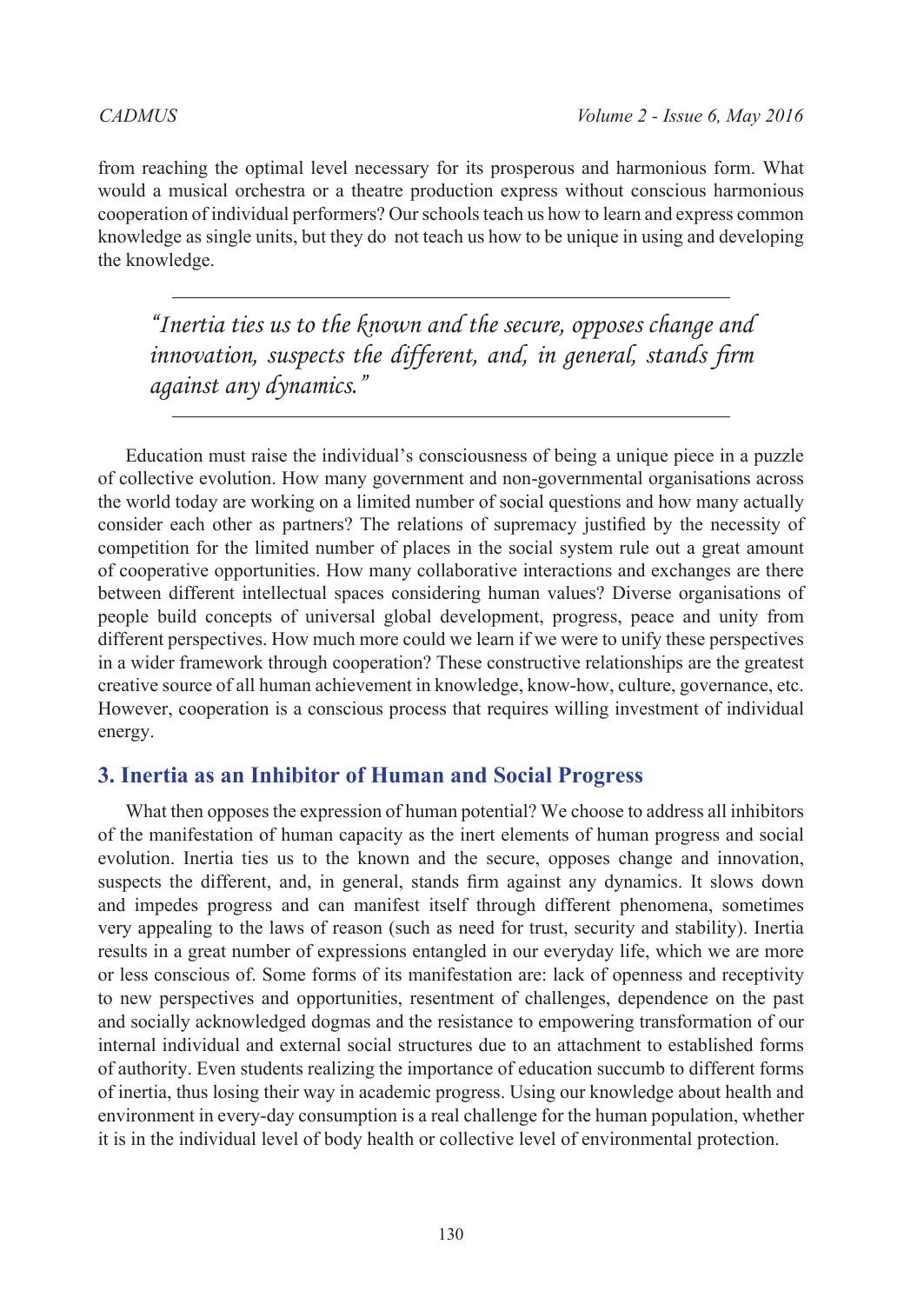from reaching the optimal level necessary for its prosperous and harmonious form. What would a musical orchestra or a theatre production express without conscious harmonious cooperation of individual performers? Our schools teach us how to learn and express common knowledge as single units, but they do not teach us how to be unique in using and developing the knowledge.

> *"Inertia ties us to the known and the secure, opposes change and innovation, suspects the different, and, in general, stands firm against any dynamics."*

Education must raise the individual's consciousness of being a unique piece in a puzzle of collective evolution. How many government and non-governmental organisations across the world today are working on a limited number of social questions and how many actually consider each other as partners? The relations of supremacy justified by the necessity of competition for the limited number of places in the social system rule out a great amount of cooperative opportunities. How many collaborative interactions and exchanges are there between different intellectual spaces considering human values? Diverse organisations of people build concepts of universal global development, progress, peace and unity from different perspectives. How much more could we learn if we were to unify these perspectives in a wider framework through cooperation? These constructive relationships are the greatest creative source of all human achievement in knowledge, know-how, culture, governance, etc. However, cooperation is a conscious process that requires willing investment of individual energy.

## 3. Inertia as an Inhibitor of Human and Social Progress

What then opposes the expression of human potential? We choose to address all inhibitors of the manifestation of human capacity as the inert elements of human progress and social evolution. Inertia ties us to the known and the secure, opposes change and innovation, suspects the different, and, in general, stands firm against any dynamics. It slows down and impedes progress and can manifest itself through different phenomena, sometimes very appealing to the laws of reason (such as need for trust, security and stability). Inertia results in a great number of expressions entangled in our everyday life, which we are more or less conscious of. Some forms of its manifestation are: lack of openness and receptivity to new perspectives and opportunities, resentment of challenges, dependence on the past and socially acknowledged dogmas and the resistance to empowering transformation of our internal individual and external social structures due to an attachment to established forms of authority. Even students realizing the importance of education succumb to different forms of inertia, thus losing their way in academic progress. Using our knowledge about health and environment in every-day consumption is a real challenge for the human population, whether it is in the individual level of body health or collective level of environmental protection.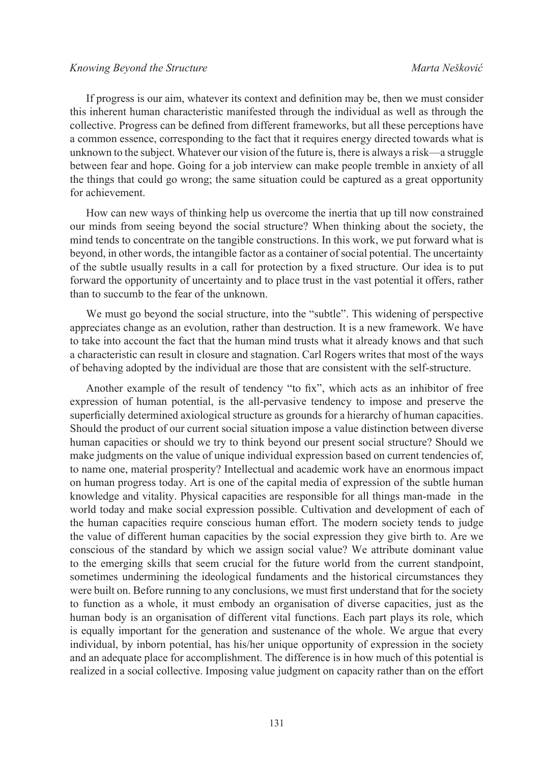If progress is our aim, whatever its context and definition may be, then we must consider this inherent human characteristic manifested through the individual as well as through the collective. Progress can be defined from different frameworks, but all these perceptions have a common essence, corresponding to the fact that it requires energy directed towards what is unknown to the subject. Whatever our vision of the future is, there is always a risk—a struggle between fear and hope. Going for a job interview can make people tremble in anxiety of all the things that could go wrong; the same situation could be captured as a great opportunity for achievement.

How can new ways of thinking help us overcome the inertia that up till now constrained our minds from seeing beyond the social structure? When thinking about the society, the mind tends to concentrate on the tangible constructions. In this work, we put forward what is beyond, in other words, the intangible factor as a container of social potential. The uncertainty of the subtle usually results in a call for protection by a fixed structure. Our idea is to put forward the opportunity of uncertainty and to place trust in the vast potential it offers, rather than to succumb to the fear of the unknown.

We must go beyond the social structure, into the "subtle". This widening of perspective appreciates change as an evolution, rather than destruction. It is a new framework. We have to take into account the fact that the human mind trusts what it already knows and that such a characteristic can result in closure and stagnation. Carl Rogers writes that most of the ways of behaving adopted by the individual are those that are consistent with the self-structure.

Another example of the result of tendency "to fix", which acts as an inhibitor of free expression of human potential, is the all-pervasive tendency to impose and preserve the superficially determined axiological structure as grounds for a hierarchy of human capacities. Should the product of our current social situation impose a value distinction between diverse human capacities or should we try to think beyond our present social structure? Should we make judgments on the value of unique individual expression based on current tendencies of, to name one, material prosperity? Intellectual and academic work have an enormous impact on human progress today. Art is one of the capital media of expression of the subtle human knowledge and vitality. Physical capacities are responsible for all things man-made in the world today and make social expression possible. Cultivation and development of each of the human capacities require conscious human effort. The modern society tends to judge the value of different human capacities by the social expression they give birth to. Are we conscious of the standard by which we assign social value? We attribute dominant value to the emerging skills that seem crucial for the future world from the current standpoint, sometimes undermining the ideological fundaments and the historical circumstances they were built on. Before running to any conclusions, we must first understand that for the society to function as a whole, it must embody an organisation of diverse capacities, just as the human body is an organisation of different vital functions. Each part plays its role, which is equally important for the generation and sustenance of the whole. We argue that every individual, by inborn potential, has his/her unique opportunity of expression in the society and an adequate place for accomplishment. The difference is in how much of this potential is realized in a social collective. Imposing value judgment on capacity rather than on the effort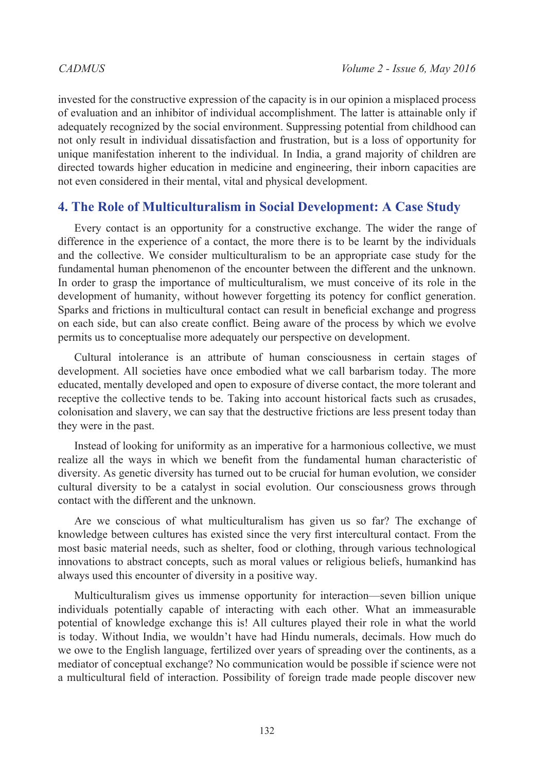invested for the constructive expression of the capacity is in our opinion a misplaced process of evaluation and an inhibitor of individual accomplishment. The latter is attainable only if adequately recognized by the social environment. Suppressing potential from childhood can not only result in individual dissatisfaction and frustration, but is a loss of opportunity for unique manifestation inherent to the individual. In India, a grand majority of children are directed towards higher education in medicine and engineering, their inborn capacities are not even considered in their mental, vital and physical development.

## 4. The Role of Multiculturalism in Social Development: A Case Study

Every contact is an opportunity for a constructive exchange. The wider the range of difference in the experience of a contact, the more there is to be learnt by the individuals and the collective. We consider multiculturalism to be an appropriate case study for the fundamental human phenomenon of the encounter between the different and the unknown. In order to grasp the importance of multiculturalism, we must conceive of its role in the development of humanity, without however forgetting its potency for conflict generation. Sparks and frictions in multicultural contact can result in beneficial exchange and progress on each side, but can also create conflict. Being aware of the process by which we evolve permits us to conceptualise more adequately our perspective on development.

Cultural intolerance is an attribute of human consciousness in certain stages of development. All societies have once embodied what we call barbarism today. The more educated, mentally developed and open to exposure of diverse contact, the more tolerant and receptive the collective tends to be. Taking into account historical facts such as crusades, colonisation and slavery, we can say that the destructive frictions are less present today than they were in the past.

Instead of looking for uniformity as an imperative for a harmonious collective, we must realize all the ways in which we benefit from the fundamental human characteristic of diversity. As genetic diversity has turned out to be crucial for human evolution, we consider cultural diversity to be a catalyst in social evolution. Our consciousness grows through contact with the different and the unknown.

Are we conscious of what multiculturalism has given us so far? The exchange of knowledge between cultures has existed since the very first intercultural contact. From the most basic material needs, such as shelter, food or clothing, through various technological innovations to abstract concepts, such as moral values or religious beliefs, humankind has always used this encounter of diversity in a positive way.

Multiculturalism gives us immense opportunity for interaction—seven billion unique individuals potentially capable of interacting with each other. What an immeasurable potential of knowledge exchange this is! All cultures played their role in what the world is today. Without India, we wouldn't have had Hindu numerals, decimals. How much do we owe to the English language, fertilized over years of spreading over the continents, as a mediator of conceptual exchange? No communication would be possible if science were not a multicultural field of interaction. Possibility of foreign trade made people discover new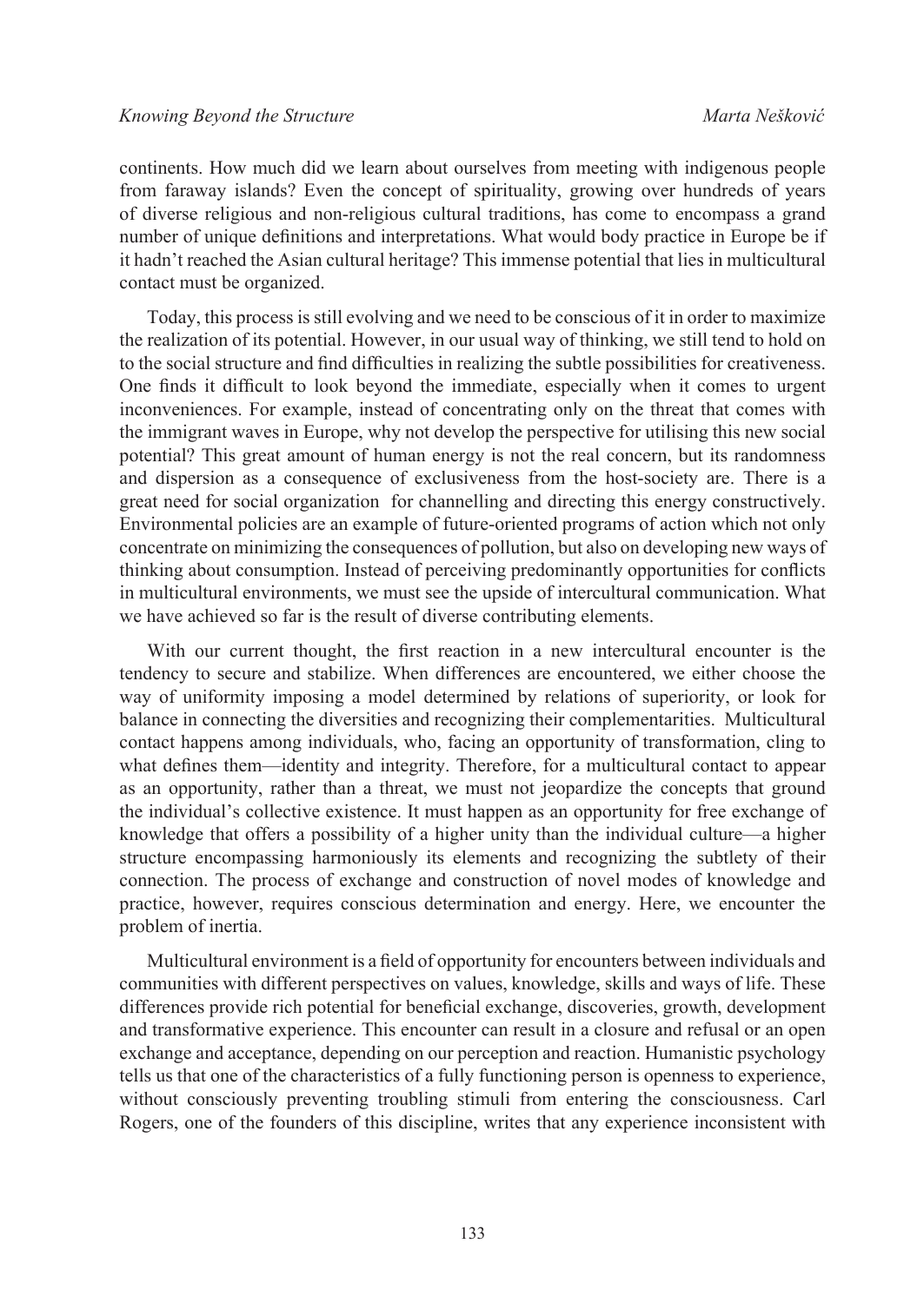continents. How much did we learn about ourselves from meeting with indigenous people from faraway islands? Even the concept of spirituality, growing over hundreds of years of diverse religious and non-religious cultural traditions, has come to encompass a grand number of unique definitions and interpretations. What would body practice in Europe be if it hadn't reached the Asian cultural heritage? This immense potential that lies in multicultural contact must be organized.

Today, this process is still evolving and we need to be conscious of it in order to maximize the realization of its potential. However, in our usual way of thinking, we still tend to hold on to the social structure and find difficulties in realizing the subtle possibilities for creativeness. One finds it difficult to look beyond the immediate, especially when it comes to urgent inconveniences. For example, instead of concentrating only on the threat that comes with the immigrant waves in Europe, why not develop the perspective for utilising this new social potential? This great amount of human energy is not the real concern, but its randomness and dispersion as a consequence of exclusiveness from the host-society are. There is a great need for social organization for channelling and directing this energy constructively. Environmental policies are an example of future-oriented programs of action which not only concentrate on minimizing the consequences of pollution, but also on developing new ways of thinking about consumption. Instead of perceiving predominantly opportunities for conflicts in multicultural environments, we must see the upside of intercultural communication. What we have achieved so far is the result of diverse contributing elements.

With our current thought, the first reaction in a new intercultural encounter is the tendency to secure and stabilize. When differences are encountered, we either choose the way of uniformity imposing a model determined by relations of superiority, or look for balance in connecting the diversities and recognizing their complementarities. Multicultural contact happens among individuals, who, facing an opportunity of transformation, cling to what defines them—identity and integrity. Therefore, for a multicultural contact to appear as an opportunity, rather than a threat, we must not jeopardize the concepts that ground the individual's collective existence. It must happen as an opportunity for free exchange of knowledge that offers a possibility of a higher unity than the individual culture—a higher structure encompassing harmoniously its elements and recognizing the subtlety of their connection. The process of exchange and construction of novel modes of knowledge and practice, however, requires conscious determination and energy. Here, we encounter the problem of inertia.

Multicultural environment is a field of opportunity for encounters between individuals and communities with different perspectives on values, knowledge, skills and ways of life. These differences provide rich potential for beneficial exchange, discoveries, growth, development and transformative experience. This encounter can result in a closure and refusal or an open exchange and acceptance, depending on our perception and reaction. Humanistic psychology tells us that one of the characteristics of a fully functioning person is openness to experience, without consciously preventing troubling stimuli from entering the consciousness. Carl Rogers, one of the founders of this discipline, writes that any experience inconsistent with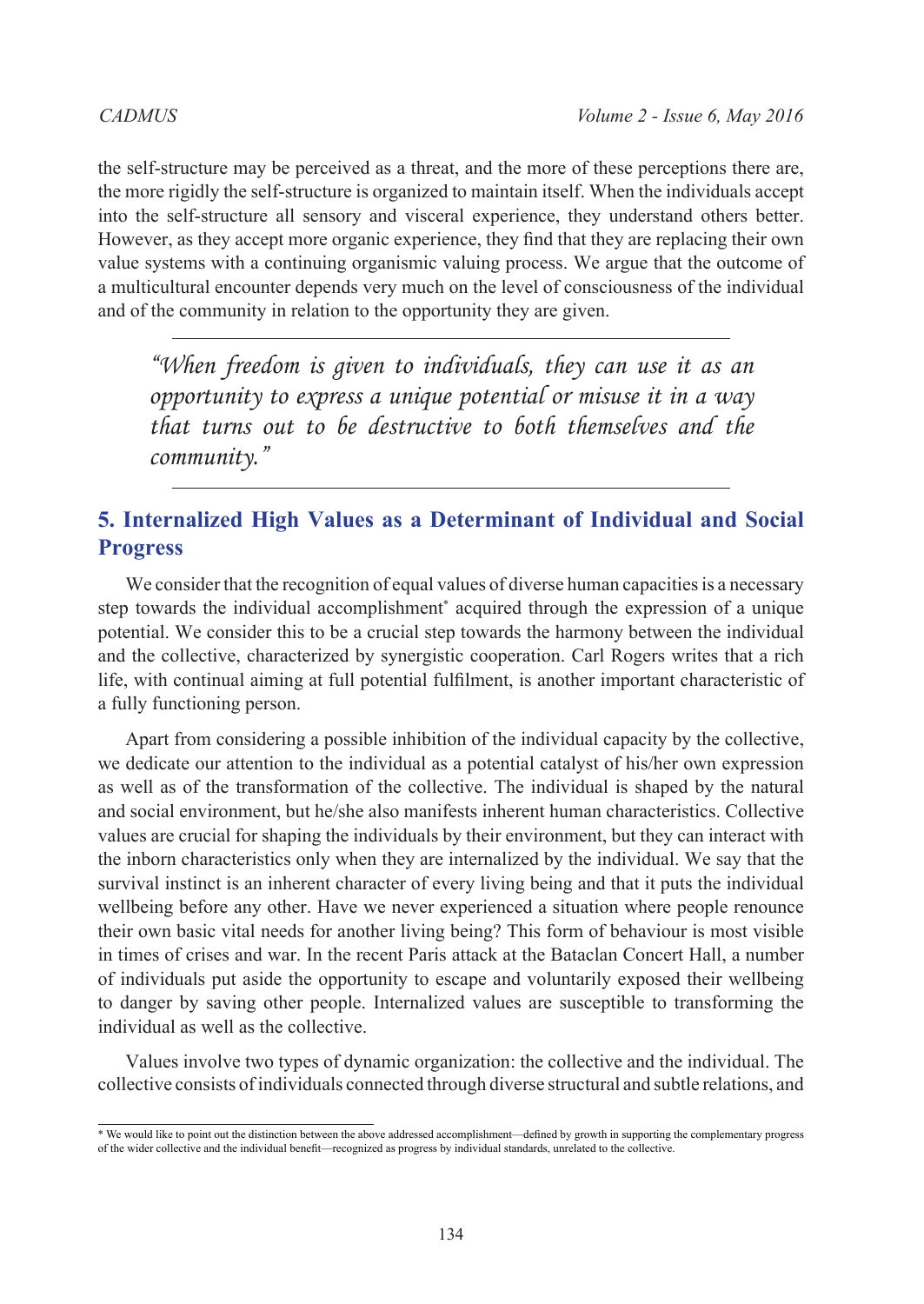the self-structure may be perceived as a threat, and the more of these perceptions there are, the more rigidly the self-structure is organized to maintain itself. When the individuals accept into the self-structure all sensory and visceral experience, they understand others better. However, as they accept more organic experience, they find that they are replacing their own value systems with a continuing organismic valuing process. We argue that the outcome of a multicultural encounter depends very much on the level of consciousness of the individual and of the community in relation to the opportunity they are given.

---

> *"When freedom is given to individuals, they can use it as an opportunity to express a unique potential or misuse it in a way that turns out to be destructive to both themselves and the community."*

---

## 5. Internalized High Values as a Determinant of Individual and Social Progress

We consider that the recognition of equal values of diverse human capacities is a necessary step towards the individual accomplishment* acquired through the expression of a unique potential. We consider this to be a crucial step towards the harmony between the individual and the collective, characterized by synergistic cooperation. Carl Rogers writes that a rich life, with continual aiming at full potential fulfilment, is another important characteristic of a fully functioning person.

Apart from considering a possible inhibition of the individual capacity by the collective, we dedicate our attention to the individual as a potential catalyst of his/her own expression as well as of the transformation of the collective. The individual is shaped by the natural and social environment, but he/she also manifests inherent human characteristics. Collective values are crucial for shaping the individuals by their environment, but they can interact with the inborn characteristics only when they are internalized by the individual. We say that the survival instinct is an inherent character of every living being and that it puts the individual wellbeing before any other. Have we never experienced a situation where people renounce their own basic vital needs for another living being? This form of behaviour is most visible in times of crises and war. In the recent Paris attack at the Bataclan Concert Hall, a number of individuals put aside the opportunity to escape and voluntarily exposed their wellbeing to danger by saving other people. Internalized values are susceptible to transforming the individual as well as the collective.

Values involve two types of dynamic organization: the collective and the individual. The collective consists of individuals connected through diverse structural and subtle relations, and

---

* We would like to point out the distinction between the above addressed accomplishment—defined by growth in supporting the complementary progress of the wider collective and the individual benefit—recognized as progress by individual standards, unrelated to the collective.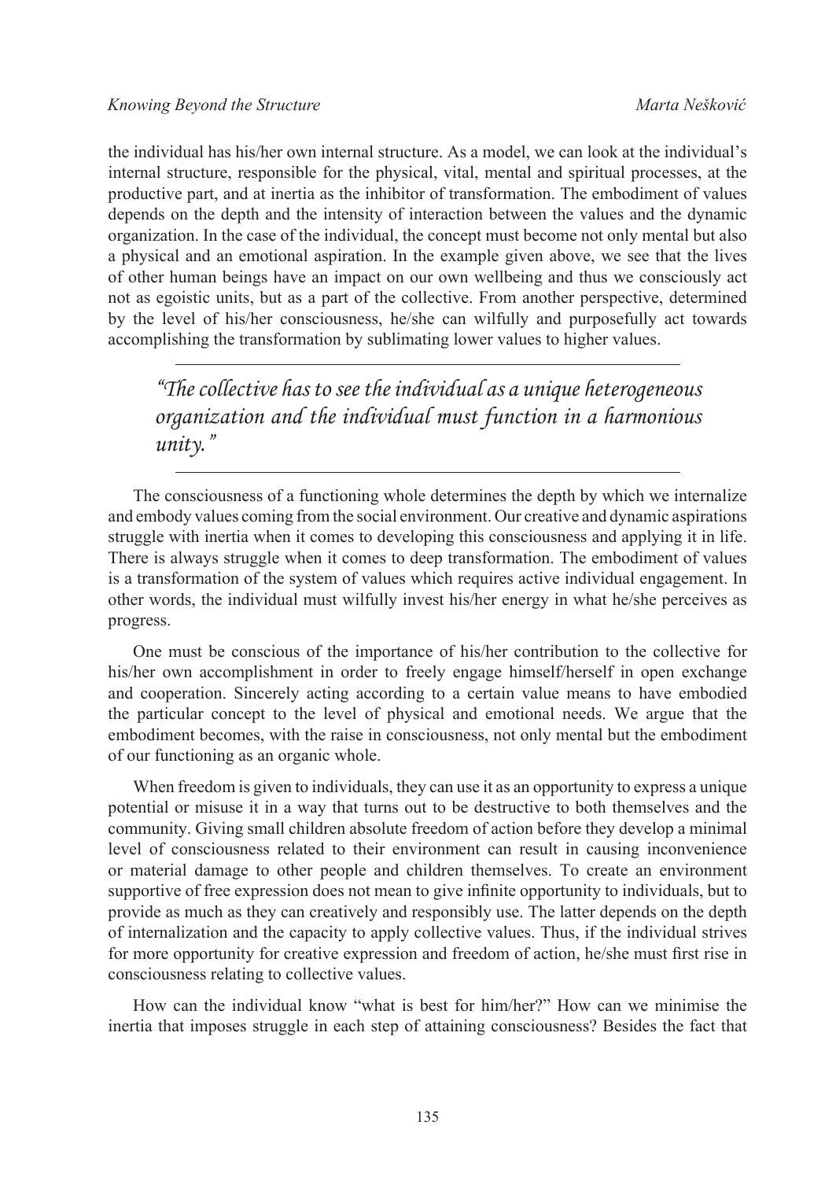the individual has his/her own internal structure. As a model, we can look at the individual's internal structure, responsible for the physical, vital, mental and spiritual processes, at the productive part, and at inertia as the inhibitor of transformation. The embodiment of values depends on the depth and the intensity of interaction between the values and the dynamic organization. In the case of the individual, the concept must become not only mental but also a physical and an emotional aspiration. In the example given above, we see that the lives of other human beings have an impact on our own wellbeing and thus we consciously act not as egoistic units, but as a part of the collective. From another perspective, determined by the level of his/her consciousness, he/she can wilfully and purposefully act towards accomplishing the transformation by sublimating lower values to higher values.

> *"The collective has to see the individual as a unique heterogeneous organization and the individual must function in a harmonious unity."*

The consciousness of a functioning whole determines the depth by which we internalize and embody values coming from the social environment. Our creative and dynamic aspirations struggle with inertia when it comes to developing this consciousness and applying it in life. There is always struggle when it comes to deep transformation. The embodiment of values is a transformation of the system of values which requires active individual engagement. In other words, the individual must wilfully invest his/her energy in what he/she perceives as progress.

One must be conscious of the importance of his/her contribution to the collective for his/her own accomplishment in order to freely engage himself/herself in open exchange and cooperation. Sincerely acting according to a certain value means to have embodied the particular concept to the level of physical and emotional needs. We argue that the embodiment becomes, with the raise in consciousness, not only mental but the embodiment of our functioning as an organic whole.

When freedom is given to individuals, they can use it as an opportunity to express a unique potential or misuse it in a way that turns out to be destructive to both themselves and the community. Giving small children absolute freedom of action before they develop a minimal level of consciousness related to their environment can result in causing inconvenience or material damage to other people and children themselves. To create an environment supportive of free expression does not mean to give infinite opportunity to individuals, but to provide as much as they can creatively and responsibly use. The latter depends on the depth of internalization and the capacity to apply collective values. Thus, if the individual strives for more opportunity for creative expression and freedom of action, he/she must first rise in consciousness relating to collective values.

How can the individual know "what is best for him/her?" How can we minimise the inertia that imposes struggle in each step of attaining consciousness? Besides the fact that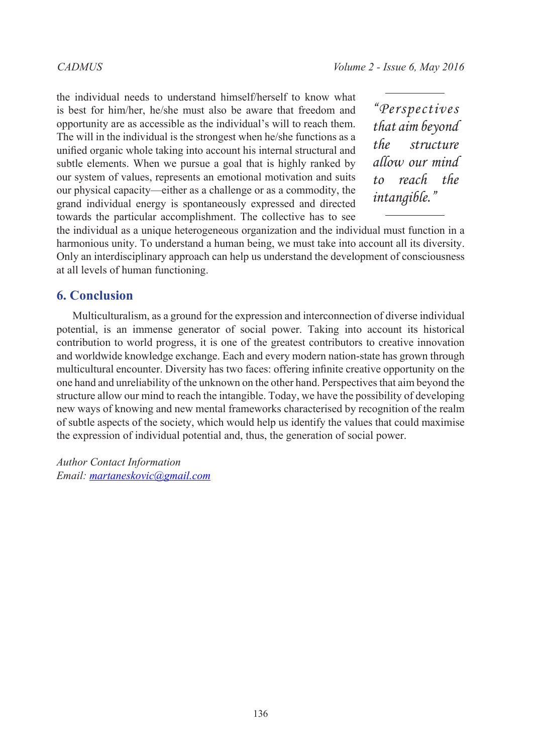the individual needs to understand himself/herself to know what is best for him/her, he/she must also be aware that freedom and opportunity are as accessible as the individual's will to reach them. The will in the individual is the strongest when he/she functions as a unified organic whole taking into account his internal structural and subtle elements. When we pursue a goal that is highly ranked by our system of values, represents an emotional motivation and suits our physical capacity—either as a challenge or as a commodity, the grand individual energy is spontaneously expressed and directed towards the particular accomplishment. The collective has to see the individual as a unique heterogeneous organization and the individual must function in a harmonious unity. To understand a human being, we must take into account all its diversity. Only an interdisciplinary approach can help us understand the development of consciousness at all levels of human functioning.

*"Perspectives that aim beyond the structure allow our mind to reach the intangible."*

## 6. Conclusion

Multiculturalism, as a ground for the expression and interconnection of diverse individual potential, is an immense generator of social power. Taking into account its historical contribution to world progress, it is one of the greatest contributors to creative innovation and worldwide knowledge exchange. Each and every modern nation-state has grown through multicultural encounter. Diversity has two faces: offering infinite creative opportunity on the one hand and unreliability of the unknown on the other hand. Perspectives that aim beyond the structure allow our mind to reach the intangible. Today, we have the possibility of developing new ways of knowing and new mental frameworks characterised by recognition of the realm of subtle aspects of the society, which would help us identify the values that could maximise the expression of individual potential and, thus, the generation of social power.

*Author Contact Information*
*Email:* martaneskovic@gmail.com